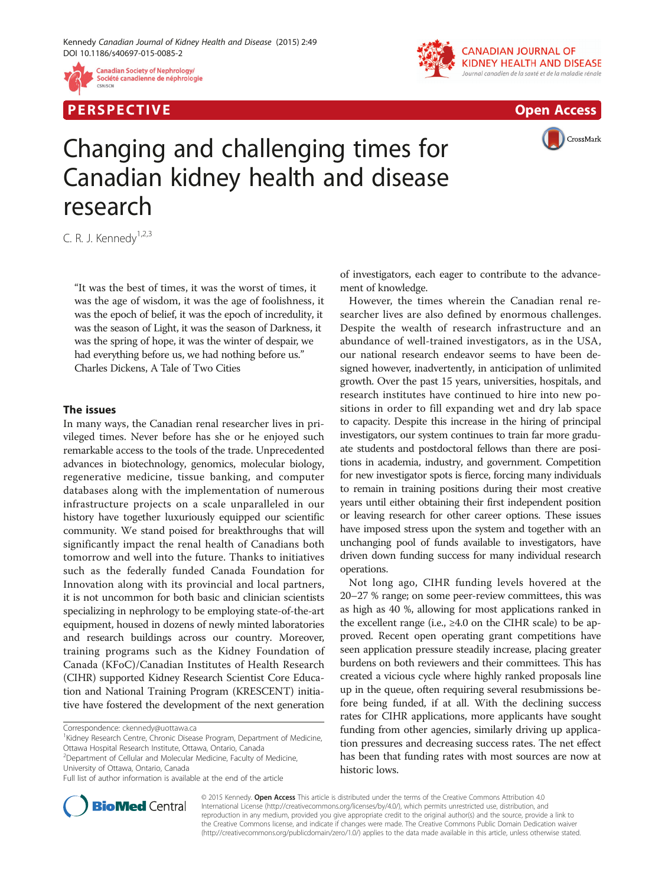PERSPECTIVE

Open Access

# Changing and challenging times for Canadian kidney health and disease research

C. R. J. Kennedy[1,2,3]

> "It was the best of times, it was the worst of times, it was the age of wisdom, it was the age of foolishness, it was the epoch of belief, it was the epoch of incredulity, it was the season of Light, it was the season of Darkness, it was the spring of hope, it was the winter of despair, we had everything before us, we had nothing before us."
> Charles Dickens, A Tale of Two Cities

## The issues

In many ways, the Canadian renal researcher lives in privileged times. Never before has she or he enjoyed such remarkable access to the tools of the trade. Unprecedented advances in biotechnology, genomics, molecular biology, regenerative medicine, tissue banking, and computer databases along with the implementation of numerous infrastructure projects on a scale unparalleled in our history have together luxuriously equipped our scientific community. We stand poised for breakthroughs that will significantly impact the renal health of Canadians both tomorrow and well into the future. Thanks to initiatives such as the federally funded Canada Foundation for Innovation along with its provincial and local partners, it is not uncommon for both basic and clinician scientists specializing in nephrology to be employing state-of-the-art equipment, housed in dozens of newly minted laboratories and research buildings across our country. Moreover, training programs such as the Kidney Foundation of Canada (KFoC)/Canadian Institutes of Health Research (CIHR) supported Kidney Research Scientist Core Education and National Training Program (KRESCENT) initiative have fostered the development of the next generation of investigators, each eager to contribute to the advancement of knowledge.

However, the times wherein the Canadian renal researcher lives are also defined by enormous challenges. Despite the wealth of research infrastructure and an abundance of well-trained investigators, as in the USA, our national research endeavor seems to have been designed however, inadvertently, in anticipation of unlimited growth. Over the past 15 years, universities, hospitals, and research institutes have continued to hire into new positions in order to fill expanding wet and dry lab space to capacity. Despite this increase in the hiring of principal investigators, our system continues to train far more graduate students and postdoctoral fellows than there are positions in academia, industry, and government. Competition for new investigator spots is fierce, forcing many individuals to remain in training positions during their most creative years until either obtaining their first independent position or leaving research for other career options. These issues have imposed stress upon the system and together with an unchanging pool of funds available to investigators, have driven down funding success for many individual research operations.

Not long ago, CIHR funding levels hovered at the 20–27 % range; on some peer-review committees, this was as high as 40 %, allowing for most applications ranked in the excellent range (i.e., ≥4.0 on the CIHR scale) to be approved. Recent open operating grant competitions have seen application pressure steadily increase, placing greater burdens on both reviewers and their committees. This has created a vicious cycle where highly ranked proposals line up in the queue, often requiring several resubmissions before being funded, if at all. With the declining success rates for CIHR applications, more applicants have sought funding from other agencies, similarly driving up application pressures and decreasing success rates. The net effect has been that funding rates with most sources are now at historic lows.

Correspondence: ckennedy@uottawa.ca
[1]Kidney Research Centre, Chronic Disease Program, Department of Medicine, Ottawa Hospital Research Institute, Ottawa, Ontario, Canada
[2]Department of Cellular and Molecular Medicine, Faculty of Medicine, University of Ottawa, Ontario, Canada
Full list of author information is available at the end of the article

© 2015 Kennedy. Open Access This article is distributed under the terms of the Creative Commons Attribution 4.0 International License (http://creativecommons.org/licenses/by/4.0/), which permits unrestricted use, distribution, and reproduction in any medium, provided you give appropriate credit to the original author(s) and the source, provide a link to the Creative Commons license, and indicate if changes were made. The Creative Commons Public Domain Dedication waiver (http://creativecommons.org/publicdomain/zero/1.0/) applies to the data made available in this article, unless otherwise stated.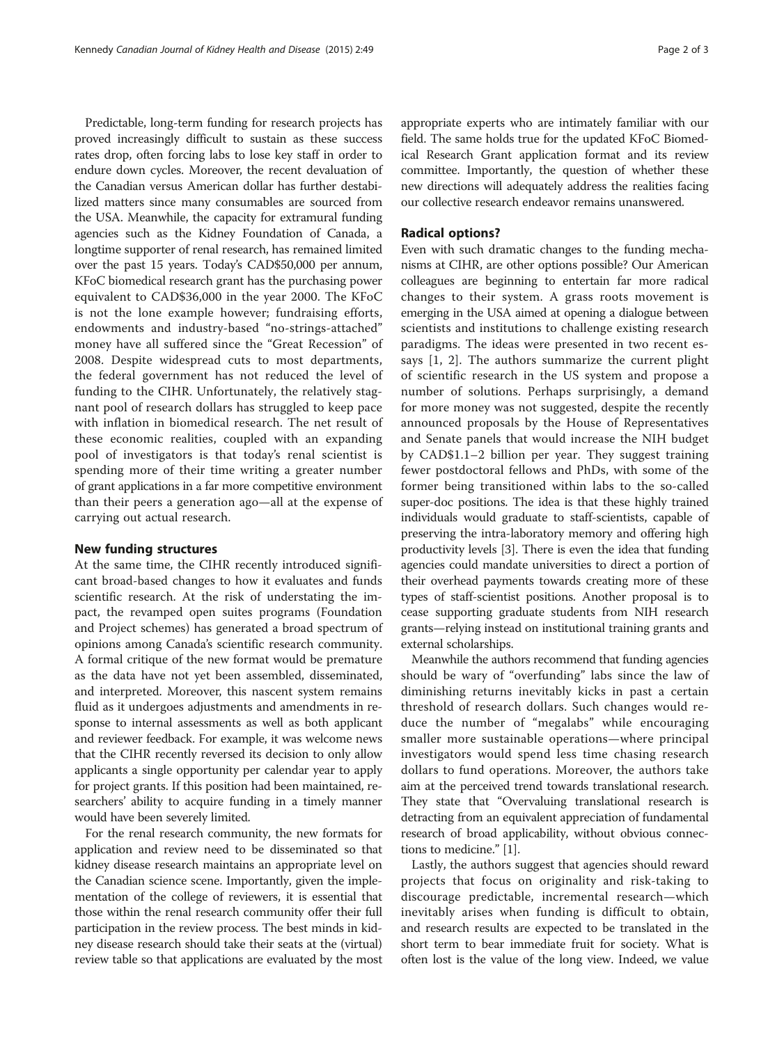Predictable, long-term funding for research projects has proved increasingly difficult to sustain as these success rates drop, often forcing labs to lose key staff in order to endure down cycles. Moreover, the recent devaluation of the Canadian versus American dollar has further destabilized matters since many consumables are sourced from the USA. Meanwhile, the capacity for extramural funding agencies such as the Kidney Foundation of Canada, a longtime supporter of renal research, has remained limited over the past 15 years. Today's CAD$50,000 per annum, KFoC biomedical research grant has the purchasing power equivalent to CAD$36,000 in the year 2000. The KFoC is not the lone example however; fundraising efforts, endowments and industry-based "no-strings-attached" money have all suffered since the "Great Recession" of 2008. Despite widespread cuts to most departments, the federal government has not reduced the level of funding to the CIHR. Unfortunately, the relatively stagnant pool of research dollars has struggled to keep pace with inflation in biomedical research. The net result of these economic realities, coupled with an expanding pool of investigators is that today's renal scientist is spending more of their time writing a greater number of grant applications in a far more competitive environment than their peers a generation ago—all at the expense of carrying out actual research.

## New funding structures

At the same time, the CIHR recently introduced significant broad-based changes to how it evaluates and funds scientific research. At the risk of understating the impact, the revamped open suites programs (Foundation and Project schemes) has generated a broad spectrum of opinions among Canada's scientific research community. A formal critique of the new format would be premature as the data have not yet been assembled, disseminated, and interpreted. Moreover, this nascent system remains fluid as it undergoes adjustments and amendments in response to internal assessments as well as both applicant and reviewer feedback. For example, it was welcome news that the CIHR recently reversed its decision to only allow applicants a single opportunity per calendar year to apply for project grants. If this position had been maintained, researchers' ability to acquire funding in a timely manner would have been severely limited.

For the renal research community, the new formats for application and review need to be disseminated so that kidney disease research maintains an appropriate level on the Canadian science scene. Importantly, given the implementation of the college of reviewers, it is essential that those within the renal research community offer their full participation in the review process. The best minds in kidney disease research should take their seats at the (virtual) review table so that applications are evaluated by the most appropriate experts who are intimately familiar with our field. The same holds true for the updated KFoC Biomedical Research Grant application format and its review committee. Importantly, the question of whether these new directions will adequately address the realities facing our collective research endeavor remains unanswered.

## Radical options?

Even with such dramatic changes to the funding mechanisms at CIHR, are other options possible? Our American colleagues are beginning to entertain far more radical changes to their system. A grass roots movement is emerging in the USA aimed at opening a dialogue between scientists and institutions to challenge existing research paradigms. The ideas were presented in two recent essays [1, 2]. The authors summarize the current plight of scientific research in the US system and propose a number of solutions. Perhaps surprisingly, a demand for more money was not suggested, despite the recently announced proposals by the House of Representatives and Senate panels that would increase the NIH budget by CAD$1.1–2 billion per year. They suggest training fewer postdoctoral fellows and PhDs, with some of the former being transitioned within labs to the so-called super-doc positions. The idea is that these highly trained individuals would graduate to staff-scientists, capable of preserving the intra-laboratory memory and offering high productivity levels [3]. There is even the idea that funding agencies could mandate universities to direct a portion of their overhead payments towards creating more of these types of staff-scientist positions. Another proposal is to cease supporting graduate students from NIH research grants—relying instead on institutional training grants and external scholarships.

Meanwhile the authors recommend that funding agencies should be wary of "overfunding" labs since the law of diminishing returns inevitably kicks in past a certain threshold of research dollars. Such changes would reduce the number of "megalabs" while encouraging smaller more sustainable operations—where principal investigators would spend less time chasing research dollars to fund operations. Moreover, the authors take aim at the perceived trend towards translational research. They state that "Overvaluing translational research is detracting from an equivalent appreciation of fundamental research of broad applicability, without obvious connections to medicine." [1].

Lastly, the authors suggest that agencies should reward projects that focus on originality and risk-taking to discourage predictable, incremental research—which inevitably arises when funding is difficult to obtain, and research results are expected to be translated in the short term to bear immediate fruit for society. What is often lost is the value of the long view. Indeed, we value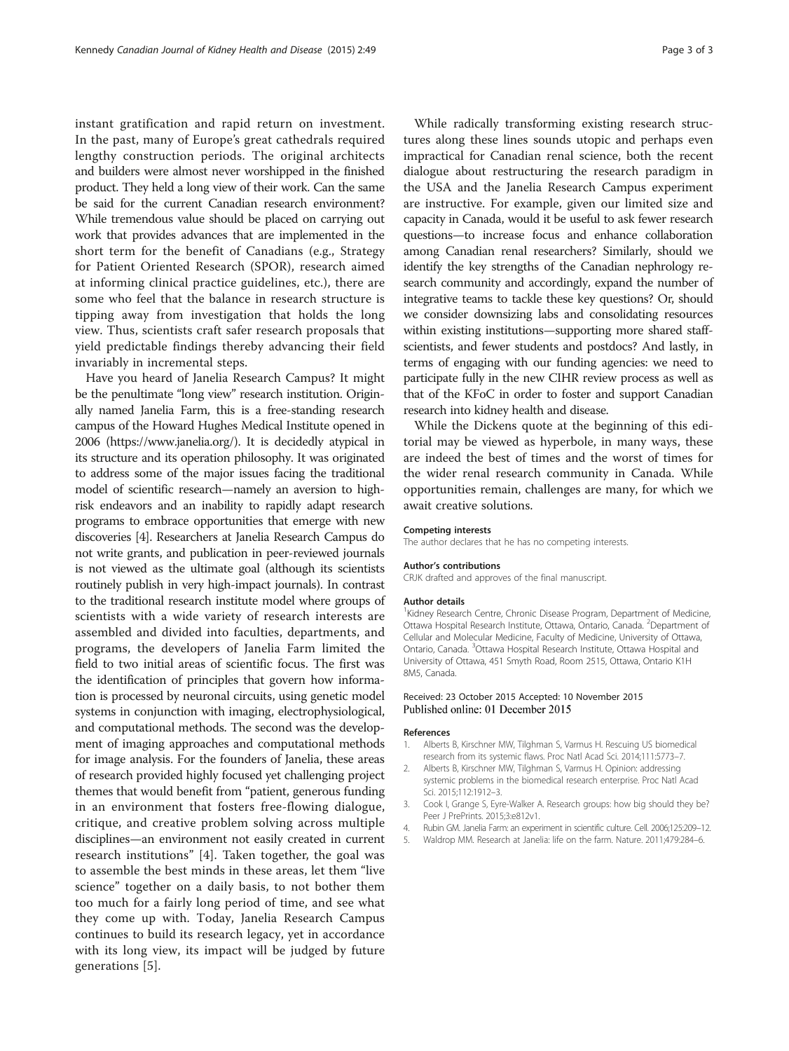instant gratification and rapid return on investment. In the past, many of Europe's great cathedrals required lengthy construction periods. The original architects and builders were almost never worshipped in the finished product. They held a long view of their work. Can the same be said for the current Canadian research environment? While tremendous value should be placed on carrying out work that provides advances that are implemented in the short term for the benefit of Canadians (e.g., Strategy for Patient Oriented Research (SPOR), research aimed at informing clinical practice guidelines, etc.), there are some who feel that the balance in research structure is tipping away from investigation that holds the long view. Thus, scientists craft safer research proposals that yield predictable findings thereby advancing their field invariably in incremental steps.

Have you heard of Janelia Research Campus? It might be the penultimate "long view" research institution. Originally named Janelia Farm, this is a free-standing research campus of the Howard Hughes Medical Institute opened in 2006 (https://www.janelia.org/). It is decidedly atypical in its structure and its operation philosophy. It was originated to address some of the major issues facing the traditional model of scientific research—namely an aversion to high-risk endeavors and an inability to rapidly adapt research programs to embrace opportunities that emerge with new discoveries [4]. Researchers at Janelia Research Campus do not write grants, and publication in peer-reviewed journals is not viewed as the ultimate goal (although its scientists routinely publish in very high-impact journals). In contrast to the traditional research institute model where groups of scientists with a wide variety of research interests are assembled and divided into faculties, departments, and programs, the developers of Janelia Farm limited the field to two initial areas of scientific focus. The first was the identification of principles that govern how information is processed by neuronal circuits, using genetic model systems in conjunction with imaging, electrophysiological, and computational methods. The second was the development of imaging approaches and computational methods for image analysis. For the founders of Janelia, these areas of research provided highly focused yet challenging project themes that would benefit from "patient, generous funding in an environment that fosters free-flowing dialogue, critique, and creative problem solving across multiple disciplines—an environment not easily created in current research institutions" [4]. Taken together, the goal was to assemble the best minds in these areas, let them "live science" together on a daily basis, to not bother them too much for a fairly long period of time, and see what they come up with. Today, Janelia Research Campus continues to build its research legacy, yet in accordance with its long view, its impact will be judged by future generations [5].

While radically transforming existing research structures along these lines sounds utopic and perhaps even impractical for Canadian renal science, both the recent dialogue about restructuring the research paradigm in the USA and the Janelia Research Campus experiment are instructive. For example, given our limited size and capacity in Canada, would it be useful to ask fewer research questions—to increase focus and enhance collaboration among Canadian renal researchers? Similarly, should we identify the key strengths of the Canadian nephrology research community and accordingly, expand the number of integrative teams to tackle these key questions? Or, should we consider downsizing labs and consolidating resources within existing institutions—supporting more shared staff-scientists, and fewer students and postdocs? And lastly, in terms of engaging with our funding agencies: we need to participate fully in the new CIHR review process as well as that of the KFoC in order to foster and support Canadian research into kidney health and disease.

While the Dickens quote at the beginning of this editorial may be viewed as hyperbole, in many ways, these are indeed the best of times and the worst of times for the wider renal research community in Canada. While opportunities remain, challenges are many, for which we await creative solutions.

#### Competing interests

The author declares that he has no competing interests.

#### Author's contributions

CRJK drafted and approves of the final manuscript.

#### Author details

[1]Kidney Research Centre, Chronic Disease Program, Department of Medicine, Ottawa Hospital Research Institute, Ottawa, Ontario, Canada. [2]Department of Cellular and Molecular Medicine, Faculty of Medicine, University of Ottawa, Ontario, Canada. [3]Ottawa Hospital Research Institute, Ottawa Hospital and University of Ottawa, 451 Smyth Road, Room 2515, Ottawa, Ontario K1H 8M5, Canada.

Received: 23 October 2015 Accepted: 10 November 2015
Published online: 01 December 2015

#### References

1. Alberts B, Kirschner MW, Tilghman S, Varmus H. Rescuing US biomedical research from its systemic flaws. Proc Natl Acad Sci. 2014;111:5773–7.
2. Alberts B, Kirschner MW, Tilghman S, Varmus H. Opinion: addressing systemic problems in the biomedical research enterprise. Proc Natl Acad Sci. 2015;112:1912–3.
3. Cook I, Grange S, Eyre-Walker A. Research groups: how big should they be? Peer J PrePrints. 2015;3:e812v1.
4. Rubin GM. Janelia Farm: an experiment in scientific culture. Cell. 2006;125:209–12.
5. Waldrop MM. Research at Janelia: life on the farm. Nature. 2011;479:284–6.